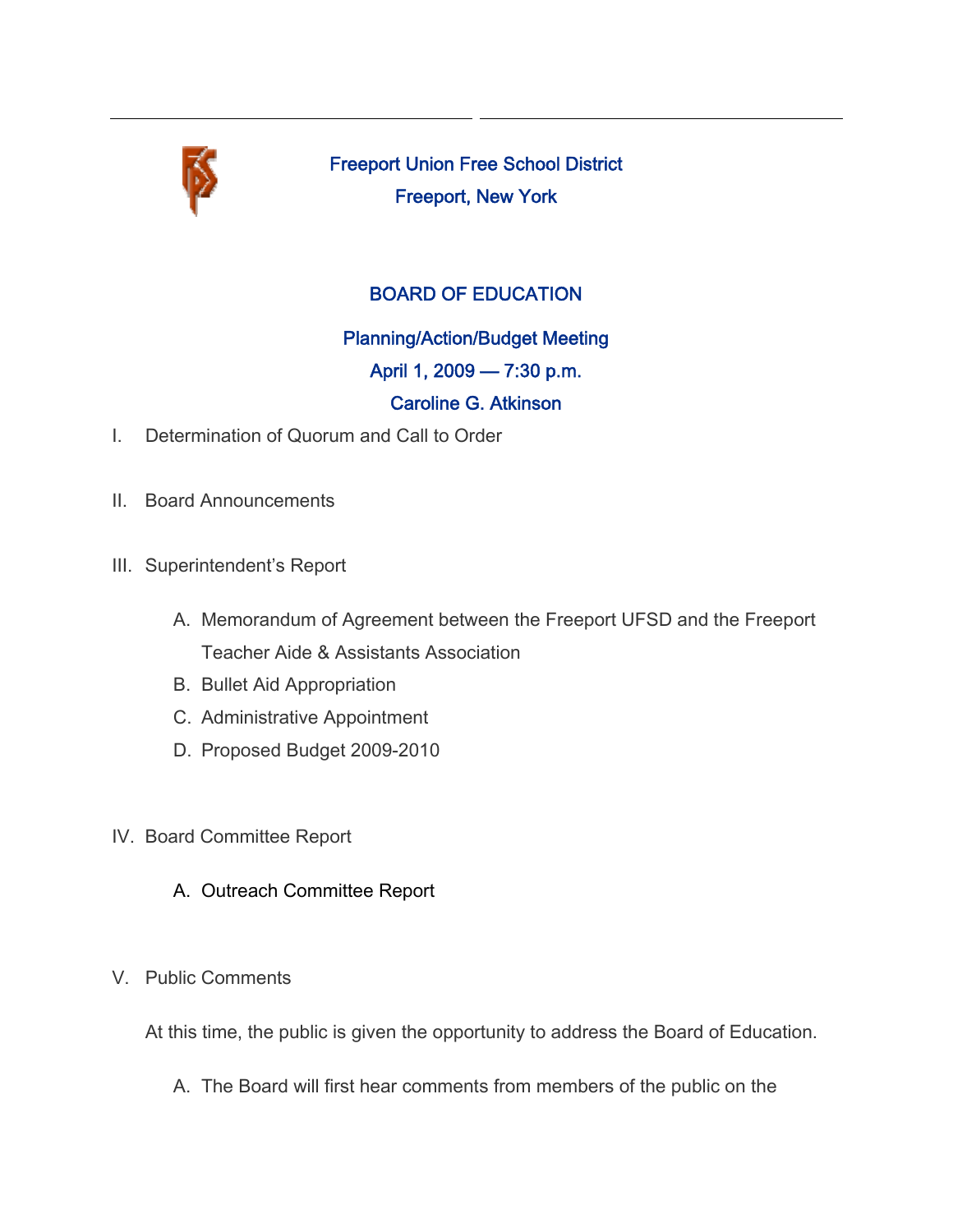# Freeport Union Free School District

## Freeport, New York

## BOARD OF EDUCATION

### Planning/Action/Budget Meeting

### April 1, 2009 — 7:30 p.m.

### Caroline G. Atkinson

I. Determination of Quorum and Call to Order

II. Board Announcements

III. Superintendent's Report

  A. Memorandum of Agreement between the Freeport UFSD and the Freeport Teacher Aide & Assistants Association
  B. Bullet Aid Appropriation
  C. Administrative Appointment
  D. Proposed Budget 2009-2010

IV. Board Committee Report

  A. Outreach Committee Report

V. Public Comments

At this time, the public is given the opportunity to address the Board of Education.

  A. The Board will first hear comments from members of the public on the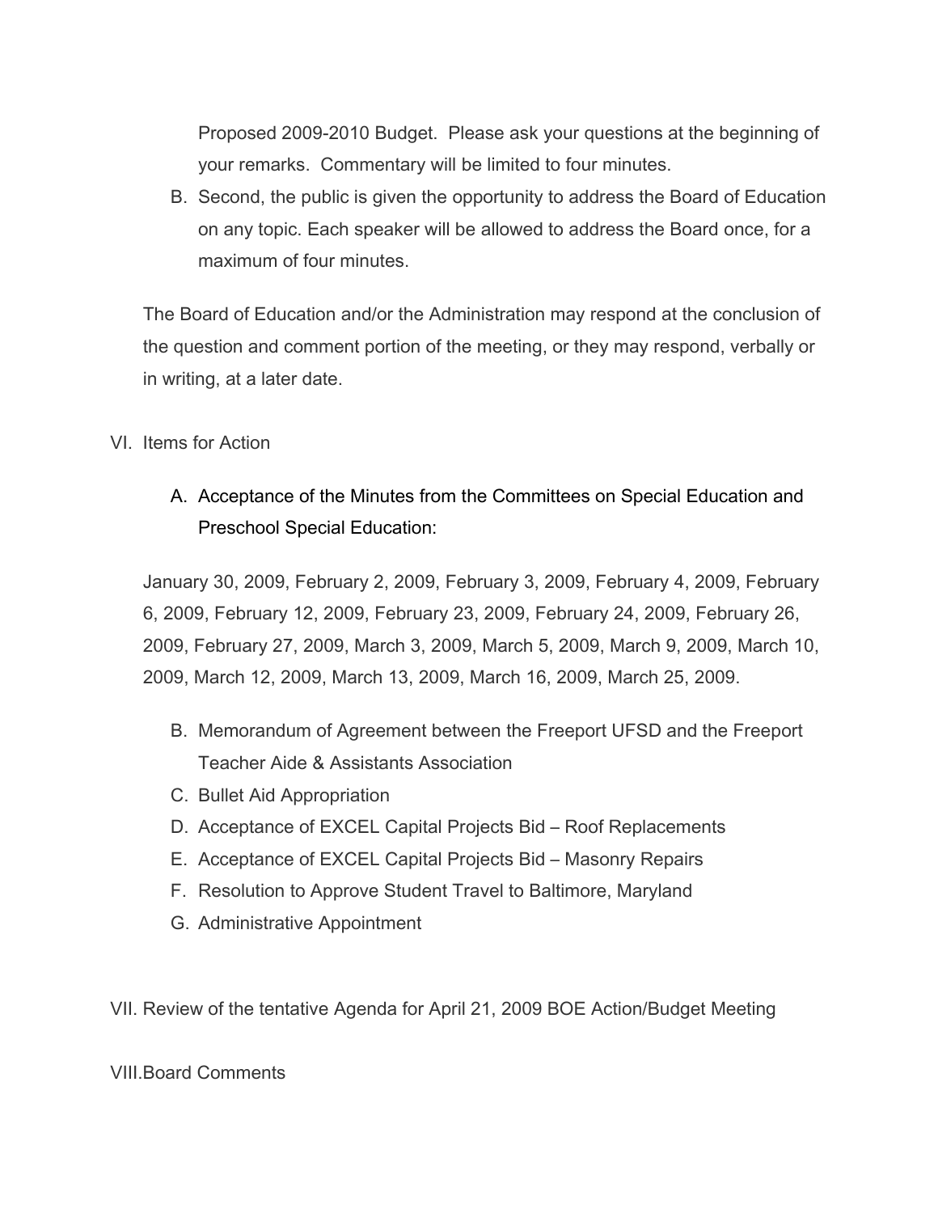Proposed 2009-2010 Budget. Please ask your questions at the beginning of your remarks. Commentary will be limited to four minutes.

B. Second, the public is given the opportunity to address the Board of Education on any topic. Each speaker will be allowed to address the Board once, for a maximum of four minutes.

The Board of Education and/or the Administration may respond at the conclusion of the question and comment portion of the meeting, or they may respond, verbally or in writing, at a later date.

VI. Items for Action

A. Acceptance of the Minutes from the Committees on Special Education and Preschool Special Education:

January 30, 2009, February 2, 2009, February 3, 2009, February 4, 2009, February 6, 2009, February 12, 2009, February 23, 2009, February 24, 2009, February 26, 2009, February 27, 2009, March 3, 2009, March 5, 2009, March 9, 2009, March 10, 2009, March 12, 2009, March 13, 2009, March 16, 2009, March 25, 2009.

B. Memorandum of Agreement between the Freeport UFSD and the Freeport Teacher Aide & Assistants Association
C. Bullet Aid Appropriation
D. Acceptance of EXCEL Capital Projects Bid – Roof Replacements
E. Acceptance of EXCEL Capital Projects Bid – Masonry Repairs
F. Resolution to Approve Student Travel to Baltimore, Maryland
G. Administrative Appointment

VII. Review of the tentative Agenda for April 21, 2009 BOE Action/Budget Meeting

VIII. Board Comments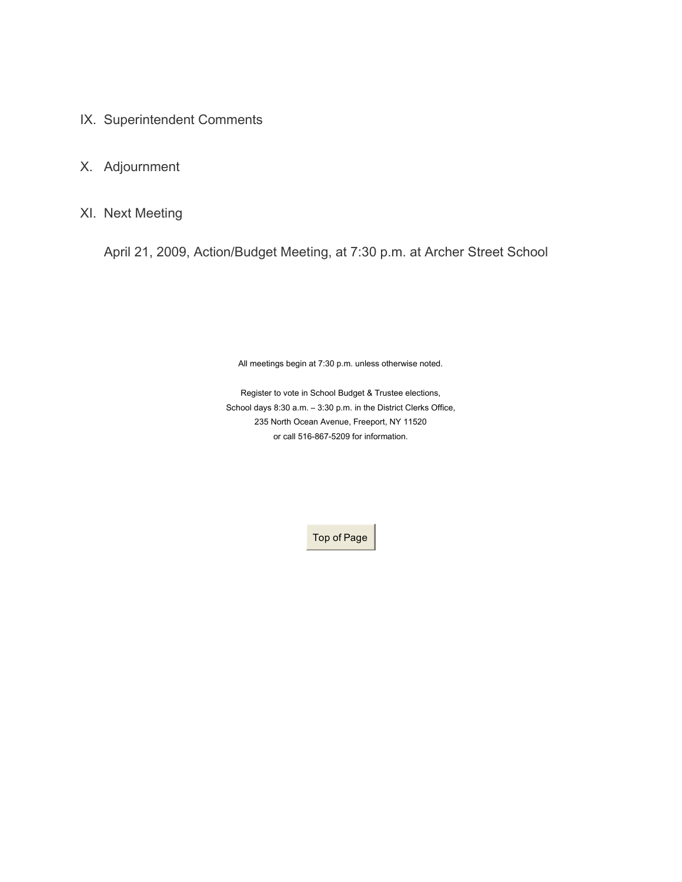IX. Superintendent Comments

X. Adjournment

XI. Next Meeting

April 21, 2009, Action/Budget Meeting, at 7:30 p.m. at Archer Street School

All meetings begin at 7:30 p.m. unless otherwise noted.

Register to vote in School Budget & Trustee elections,  
School days 8:30 a.m. – 3:30 p.m. in the District Clerks Office,  
235 North Ocean Avenue, Freeport, NY 11520  
or call 516-867-5209 for information.

Top of Page